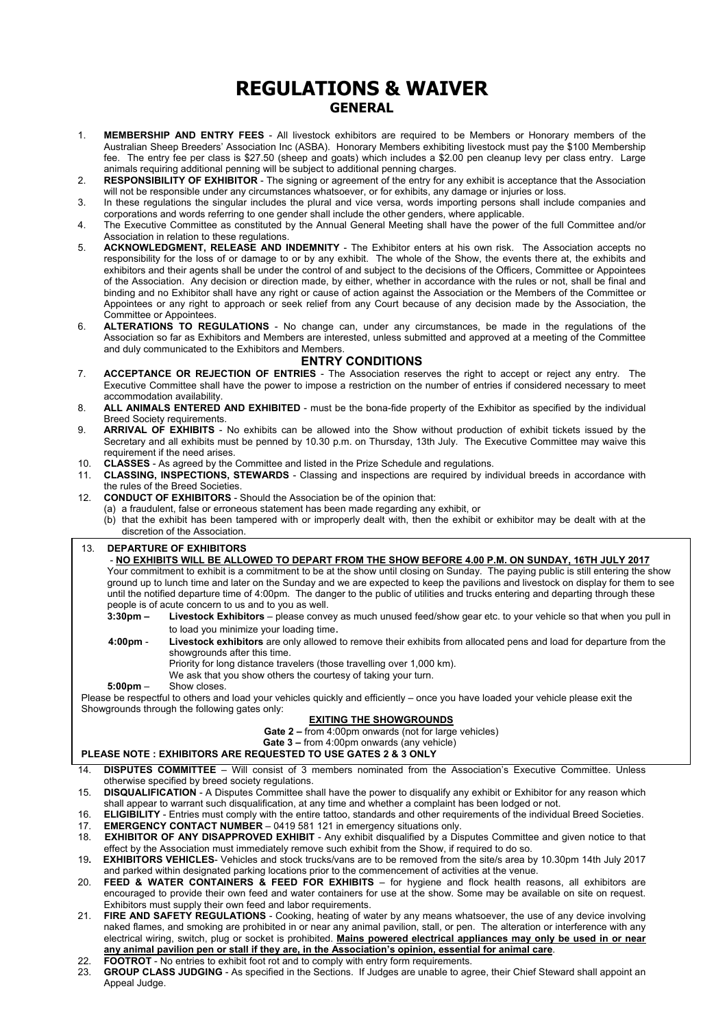# REGULATIONS & WAIVER

## GENERAL

1. **MEMBERSHIP AND ENTRY FEES** - All livestock exhibitors are required to be Members or Honorary members of the Australian Sheep Breeders' Association Inc (ASBA). Honorary Members exhibiting livestock must pay the $100 Membership fee. The entry fee per class is $27.50 (sheep and goats) which includes a $2.00 pen cleanup levy per class entry. Large animals requiring additional penning will be subject to additional penning charges.
2. **RESPONSIBILITY OF EXHIBITOR** - The signing or agreement of the entry for any exhibit is acceptance that the Association will not be responsible under any circumstances whatsoever, or for exhibits, any damage or injuries or loss.
3. In these regulations the singular includes the plural and vice versa, words importing persons shall include companies and corporations and words referring to one gender shall include the other genders, where applicable.
4. The Executive Committee as constituted by the Annual General Meeting shall have the power of the full Committee and/or Association in relation to these regulations.
5. **ACKNOWLEDGMENT, RELEASE AND INDEMNITY** - The Exhibitor enters at his own risk. The Association accepts no responsibility for the loss of or damage to or by any exhibit. The whole of the Show, the events there at, the exhibits and exhibitors and their agents shall be under the control of and subject to the decisions of the Officers, Committee or Appointees of the Association. Any decision or direction made, by either, whether in accordance with the rules or not, shall be final and binding and no Exhibitor shall have any right or cause of action against the Association or the Members of the Committee or Appointees or any right to approach or seek relief from any Court because of any decision made by the Association, the Committee or Appointees.
6. **ALTERATIONS TO REGULATIONS** - No change can, under any circumstances, be made in the regulations of the Association so far as Exhibitors and Members are interested, unless submitted and approved at a meeting of the Committee and duly communicated to the Exhibitors and Members.

## ENTRY CONDITIONS

7. **ACCEPTANCE OR REJECTION OF ENTRIES** - The Association reserves the right to accept or reject any entry. The Executive Committee shall have the power to impose a restriction on the number of entries if considered necessary to meet accommodation availability.
8. **ALL ANIMALS ENTERED AND EXHIBITED** - must be the bona-fide property of the Exhibitor as specified by the individual Breed Society requirements.
9. **ARRIVAL OF EXHIBITS** - No exhibits can be allowed into the Show without production of exhibit tickets issued by the Secretary and all exhibits must be penned by 10.30 p.m. on Thursday, 13th July. The Executive Committee may waive this requirement if the need arises.
10. **CLASSES** - As agreed by the Committee and listed in the Prize Schedule and regulations.
11. **CLASSING, INSPECTIONS, STEWARDS** - Classing and inspections are required by individual breeds in accordance with the rules of the Breed Societies.
12. **CONDUCT OF EXHIBITORS** - Should the Association be of the opinion that:
    (a) a fraudulent, false or erroneous statement has been made regarding any exhibit, or
    (b) that the exhibit has been tampered with or improperly dealt with, then the exhibit or exhibitor may be dealt with at the discretion of the Association.
13. **DEPARTURE OF EXHIBITORS**
    - **NO EXHIBITS WILL BE ALLOWED TO DEPART FROM THE SHOW BEFORE 4.00 P.M. ON SUNDAY, 16TH JULY 2017**

    Your commitment to exhibit is a commitment to be at the show until closing on Sunday. The paying public is still entering the show ground up to lunch time and later on the Sunday and we are expected to keep the pavilions and livestock on display for them to see until the notified departure time of 4:00pm. The danger to the public of utilities and trucks entering and departing through these people is of acute concern to us and to you as well.

    **3:30pm –** **Livestock Exhibitors** – please convey as much unused feed/show gear etc. to your vehicle so that when you pull in to load you minimize your loading time.

    **4:00pm** - **Livestock exhibitors** are only allowed to remove their exhibits from allocated pens and load for departure from the showgrounds after this time.
    Priority for long distance travelers (those travelling over 1,000 km).
    We ask that you show others the courtesy of taking your turn.

    **5:00pm** – Show closes.

    Please be respectful to others and load your vehicles quickly and efficiently – once you have loaded your vehicle please exit the Showgrounds through the following gates only:

    **EXITING THE SHOWGROUNDS**

    **Gate 2 –** from 4:00pm onwards (not for large vehicles)
    **Gate 3 –** from 4:00pm onwards (any vehicle)

    **PLEASE NOTE : EXHIBITORS ARE REQUESTED TO USE GATES 2 & 3 ONLY**
14. **DISPUTES COMMITTEE** – Will consist of 3 members nominated from the Association's Executive Committee. Unless otherwise specified by breed society regulations.
15. **DISQUALIFICATION** - A Disputes Committee shall have the power to disqualify any exhibit or Exhibitor for any reason which shall appear to warrant such disqualification, at any time and whether a complaint has been lodged or not.
16. **ELIGIBILITY** - Entries must comply with the entire tattoo, standards and other requirements of the individual Breed Societies.
17. **EMERGENCY CONTACT NUMBER** – 0419 581 121 in emergency situations only.
18. **EXHIBITOR OF ANY DISAPPROVED EXHIBIT** - Any exhibit disqualified by a Disputes Committee and given notice to that effect by the Association must immediately remove such exhibit from the Show, if required to do so.
19. **EXHIBITORS VEHICLES**- Vehicles and stock trucks/vans are to be removed from the site/s area by 10.30pm 14th July 2017 and parked within designated parking locations prior to the commencement of activities at the venue.
20. **FEED & WATER CONTAINERS & FEED FOR EXHIBITS** – for hygiene and flock health reasons, all exhibitors are encouraged to provide their own feed and water containers for use at the show. Some may be available on site on request. Exhibitors must supply their own feed and labor requirements.
21. **FIRE AND SAFETY REGULATIONS** - Cooking, heating of water by any means whatsoever, the use of any device involving naked flames, and smoking are prohibited in or near any animal pavilion, stall, or pen. The alteration or interference with any electrical wiring, switch, plug or socket is prohibited. **Mains powered electrical appliances may only be used in or near any animal pavilion pen or stall if they are, in the Association's opinion, essential for animal care**.
22. **FOOTROT** - No entries to exhibit foot rot and to comply with entry form requirements.
23. **GROUP CLASS JUDGING** - As specified in the Sections. If Judges are unable to agree, their Chief Steward shall appoint an Appeal Judge.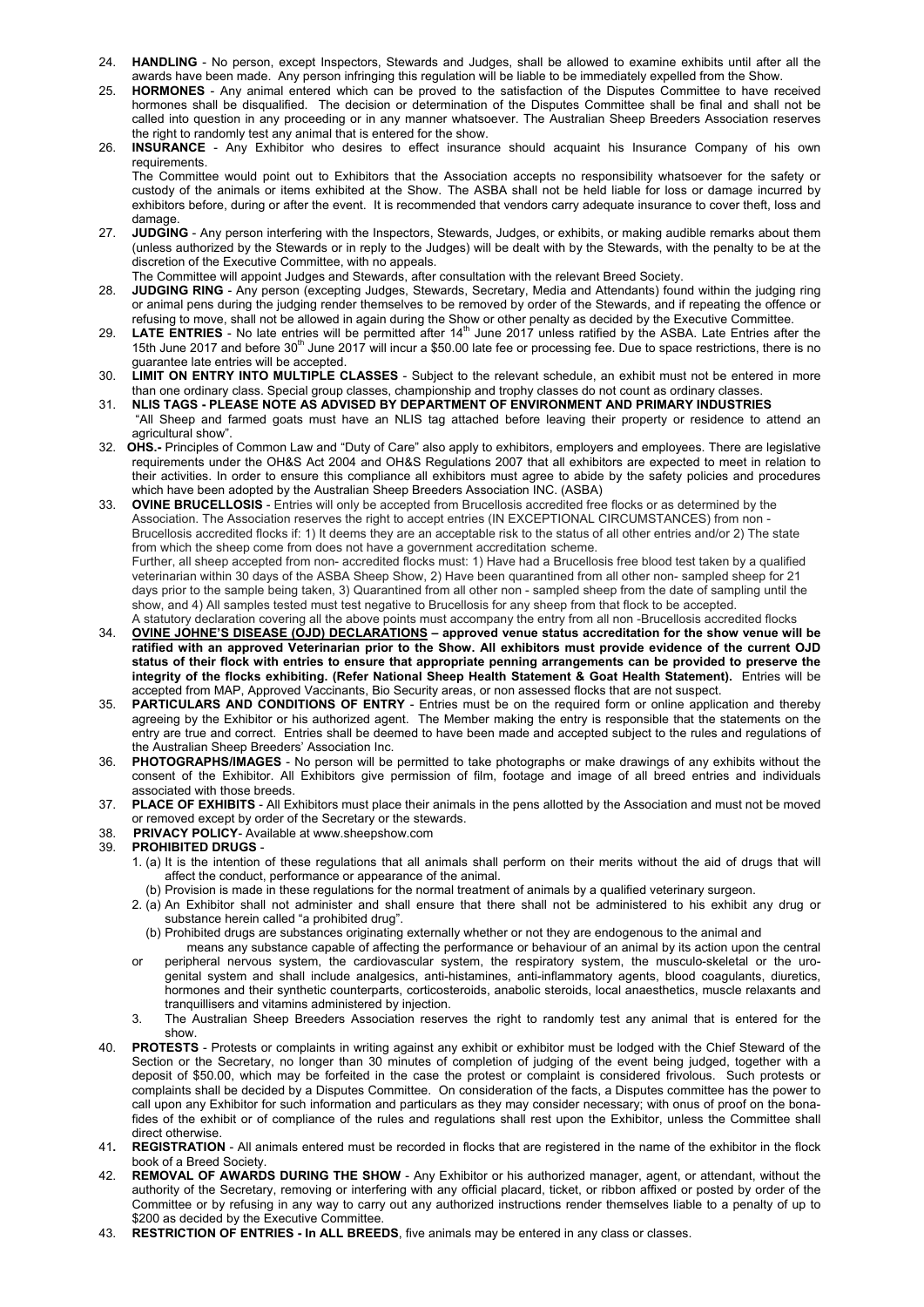24. **HANDLING** - No person, except Inspectors, Stewards and Judges, shall be allowed to examine exhibits until after all the awards have been made. Any person infringing this regulation will be liable to be immediately expelled from the Show.
25. **HORMONES** - Any animal entered which can be proved to the satisfaction of the Disputes Committee to have received hormones shall be disqualified. The decision or determination of the Disputes Committee shall be final and shall not be called into question in any proceeding or in any manner whatsoever. The Australian Sheep Breeders Association reserves the right to randomly test any animal that is entered for the show.
26. **INSURANCE** - Any Exhibitor who desires to effect insurance should acquaint his Insurance Company of his own requirements.
    The Committee would point out to Exhibitors that the Association accepts no responsibility whatsoever for the safety or custody of the animals or items exhibited at the Show. The ASBA shall not be held liable for loss or damage incurred by exhibitors before, during or after the event. It is recommended that vendors carry adequate insurance to cover theft, loss and damage.
27. **JUDGING** - Any person interfering with the Inspectors, Stewards, Judges, or exhibits, or making audible remarks about them (unless authorized by the Stewards or in reply to the Judges) will be dealt with by the Stewards, with the penalty to be at the discretion of the Executive Committee, with no appeals.
    The Committee will appoint Judges and Stewards, after consultation with the relevant Breed Society.
28. **JUDGING RING** - Any person (excepting Judges, Stewards, Secretary, Media and Attendants) found within the judging ring or animal pens during the judging render themselves to be removed by order of the Stewards, and if repeating the offence or refusing to move, shall not be allowed in again during the Show or other penalty as decided by the Executive Committee.
29. **LATE ENTRIES** - No late entries will be permitted after 14th June 2017 unless ratified by the ASBA. Late Entries after the 15th June 2017 and before 30th June 2017 will incur a $50.00 late fee or processing fee. Due to space restrictions, there is no guarantee late entries will be accepted.
30. **LIMIT ON ENTRY INTO MULTIPLE CLASSES** - Subject to the relevant schedule, an exhibit must not be entered in more than one ordinary class. Special group classes, championship and trophy classes do not count as ordinary classes.
31. **NLIS TAGS - PLEASE NOTE AS ADVISED BY DEPARTMENT OF ENVIRONMENT AND PRIMARY INDUSTRIES**
    "All Sheep and farmed goats must have an NLIS tag attached before leaving their property or residence to attend an agricultural show".
32. **OHS.-** Principles of Common Law and "Duty of Care" also apply to exhibitors, employers and employees. There are legislative requirements under the OH&S Act 2004 and OH&S Regulations 2007 that all exhibitors are expected to meet in relation to their activities. In order to ensure this compliance all exhibitors must agree to abide by the safety policies and procedures which have been adopted by the Australian Sheep Breeders Association INC. (ASBA)
33. **OVINE BRUCELLOSIS** - Entries will only be accepted from Brucellosis accredited free flocks or as determined by the Association. The Association reserves the right to accept entries (IN EXCEPTIONAL CIRCUMSTANCES) from non - Brucellosis accredited flocks if: 1) It deems they are an acceptable risk to the status of all other entries and/or 2) The state from which the sheep come from does not have a government accreditation scheme.
    Further, all sheep accepted from non- accredited flocks must: 1) Have had a Brucellosis free blood test taken by a qualified veterinarian within 30 days of the ASBA Sheep Show, 2) Have been quarantined from all other non- sampled sheep for 21 days prior to the sample being taken, 3) Quarantined from all other non - sampled sheep from the date of sampling until the show, and 4) All samples tested must test negative to Brucellosis for any sheep from that flock to be accepted.
    A statutory declaration covering all the above points must accompany the entry from all non -Brucellosis accredited flocks
34. **<u>OVINE JOHNE'S DISEASE (OJD) DECLARATIONS</u> – approved venue status accreditation for the show venue will be ratified with an approved Veterinarian prior to the Show. All exhibitors must provide evidence of the current OJD status of their flock with entries to ensure that appropriate penning arrangements can be provided to preserve the integrity of the flocks exhibiting. (Refer National Sheep Health Statement & Goat Health Statement).** Entries will be accepted from MAP, Approved Vaccinants, Bio Security areas, or non assessed flocks that are not suspect.
35. **PARTICULARS AND CONDITIONS OF ENTRY** - Entries must be on the required form or online application and thereby agreeing by the Exhibitor or his authorized agent. The Member making the entry is responsible that the statements on the entry are true and correct. Entries shall be deemed to have been made and accepted subject to the rules and regulations of the Australian Sheep Breeders' Association Inc.
36. **PHOTOGRAPHS/IMAGES** - No person will be permitted to take photographs or make drawings of any exhibits without the consent of the Exhibitor. All Exhibitors give permission of film, footage and image of all breed entries and individuals associated with those breeds.
37. **PLACE OF EXHIBITS** - All Exhibitors must place their animals in the pens allotted by the Association and must not be moved or removed except by order of the Secretary or the stewards.
38. **PRIVACY POLICY**- Available at www.sheepshow.com
39. **PROHIBITED DRUGS** -
    1. (a) It is the intention of these regulations that all animals shall perform on their merits without the aid of drugs that will affect the conduct, performance or appearance of the animal.
       (b) Provision is made in these regulations for the normal treatment of animals by a qualified veterinary surgeon.
    2. (a) An Exhibitor shall not administer and shall ensure that there shall not be administered to his exhibit any drug or substance herein called "a prohibited drug".
       (b) Prohibited drugs are substances originating externally whether or not they are endogenous to the animal and means any substance capable of affecting the performance or behaviour of an animal by its action upon the central or peripheral nervous system, the cardiovascular system, the respiratory system, the musculo-skeletal or the uro-genital system and shall include analgesics, anti-histamines, anti-inflammatory agents, blood coagulants, diuretics, hormones and their synthetic counterparts, corticosteroids, anabolic steroids, local anaesthetics, muscle relaxants and tranquillisers and vitamins administered by injection.
    3. The Australian Sheep Breeders Association reserves the right to randomly test any animal that is entered for the show.
40. **PROTESTS** - Protests or complaints in writing against any exhibit or exhibitor must be lodged with the Chief Steward of the Section or the Secretary, no longer than 30 minutes of completion of judging of the event being judged, together with a deposit of $50.00, which may be forfeited in the case the protest or complaint is considered frivolous. Such protests or complaints shall be decided by a Disputes Committee. On consideration of the facts, a Disputes committee has the power to call upon any Exhibitor for such information and particulars as they may consider necessary; with onus of proof on the bona-fides of the exhibit or of compliance of the rules and regulations shall rest upon the Exhibitor, unless the Committee shall direct otherwise.
41. **REGISTRATION** - All animals entered must be recorded in flocks that are registered in the name of the exhibitor in the flock book of a Breed Society.
42. **REMOVAL OF AWARDS DURING THE SHOW** - Any Exhibitor or his authorized manager, agent, or attendant, without the authority of the Secretary, removing or interfering with any official placard, ticket, or ribbon affixed or posted by order of the Committee or by refusing in any way to carry out any authorized instructions render themselves liable to a penalty of up to $200 as decided by the Executive Committee.
43. **RESTRICTION OF ENTRIES - In ALL BREEDS**, five animals may be entered in any class or classes.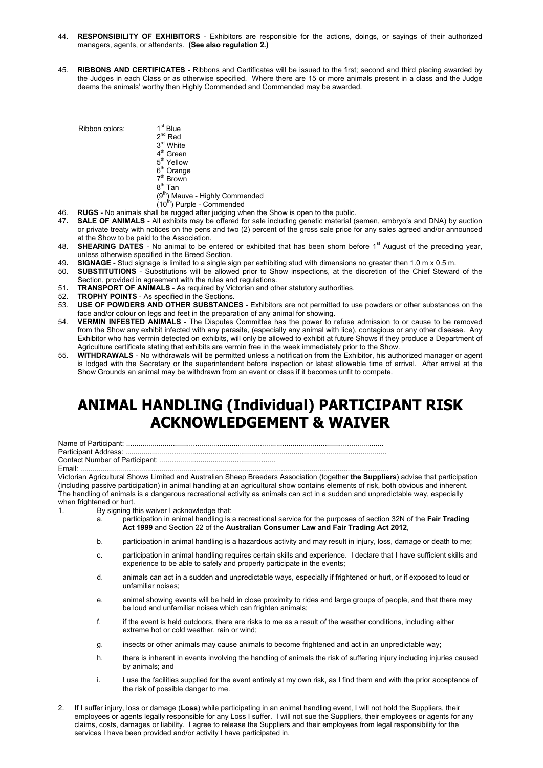44. **RESPONSIBILITY OF EXHIBITORS** - Exhibitors are responsible for the actions, doings, or sayings of their authorized managers, agents, or attendants. **(See also regulation 2.)**

45. **RIBBONS AND CERTIFICATES** - Ribbons and Certificates will be issued to the first; second and third placing awarded by the Judges in each Class or as otherwise specified. Where there are 15 or more animals present in a class and the Judge deems the animals' worthy then Highly Commended and Commended may be awarded.

Ribbon colors:
- 1st Blue
- 2nd Red
- 3rd White
- 4th Green
- 5th Yellow
- 6th Orange
- 7th Brown
- 8th Tan
- (9th) Mauve - Highly Commended
- (10th) Purple - Commended

46. **RUGS** - No animals shall be rugged after judging when the Show is open to the public.
47. **SALE OF ANIMALS** - All exhibits may be offered for sale including genetic material (semen, embryo's and DNA) by auction or private treaty with notices on the pens and two (2) percent of the gross sale price for any sales agreed and/or announced at the Show to be paid to the Association.
48. **SHEARING DATES** - No animal to be entered or exhibited that has been shorn before 1st August of the preceding year, unless otherwise specified in the Breed Section.
49. **SIGNAGE** - Stud signage is limited to a single sign per exhibiting stud with dimensions no greater then 1.0 m x 0.5 m.
50. **SUBSTITUTIONS** - Substitutions will be allowed prior to Show inspections, at the discretion of the Chief Steward of the Section, provided in agreement with the rules and regulations.
51. **TRANSPORT OF ANIMALS** - As required by Victorian and other statutory authorities.
52. **TROPHY POINTS** - As specified in the Sections.
53. **USE OF POWDERS AND OTHER SUBSTANCES** - Exhibitors are not permitted to use powders or other substances on the face and/or colour on legs and feet in the preparation of any animal for showing.
54. **VERMIN INFESTED ANIMALS** - The Disputes Committee has the power to refuse admission to or cause to be removed from the Show any exhibit infected with any parasite, (especially any animal with lice), contagious or any other disease. Any Exhibitor who has vermin detected on exhibits, will only be allowed to exhibit at future Shows if they produce a Department of Agriculture certificate stating that exhibits are vermin free in the week immediately prior to the Show.
55. **WITHDRAWALS** - No withdrawals will be permitted unless a notification from the Exhibitor, his authorized manager or agent is lodged with the Secretary or the superintendent before inspection or latest allowable time of arrival. After arrival at the Show Grounds an animal may be withdrawn from an event or class if it becomes unfit to compete.

# ANIMAL HANDLING (Individual) PARTICIPANT RISK ACKNOWLEDGEMENT & WAIVER

Name of Participant: ..............................................................................................................................

Participant Address: ...............................................................................................................................

Contact Number of Participant: .........................................................

Email: .......................................................................................................................................................

Victorian Agricultural Shows Limited and Australian Sheep Breeders Association (together **the Suppliers**) advise that participation (including passive participation) in animal handling at an agricultural show contains elements of risk, both obvious and inherent. The handling of animals is a dangerous recreational activity as animals can act in a sudden and unpredictable way, especially when frightened or hurt.

1. By signing this waiver I acknowledge that:
   a. participation in animal handling is a recreational service for the purposes of section 32N of the **Fair Trading Act 1999** and Section 22 of the **Australian Consumer Law and Fair Trading Act 2012**,
   b. participation in animal handling is a hazardous activity and may result in injury, loss, damage or death to me;
   c. participation in animal handling requires certain skills and experience. I declare that I have sufficient skills and experience to be able to safely and properly participate in the events;
   d. animals can act in a sudden and unpredictable ways, especially if frightened or hurt, or if exposed to loud or unfamiliar noises;
   e. animal showing events will be held in close proximity to rides and large groups of people, and that there may be loud and unfamiliar noises which can frighten animals;
   f. if the event is held outdoors, there are risks to me as a result of the weather conditions, including either extreme hot or cold weather, rain or wind;
   g. insects or other animals may cause animals to become frightened and act in an unpredictable way;
   h. there is inherent in events involving the handling of animals the risk of suffering injury including injuries caused by animals; and
   i. I use the facilities supplied for the event entirely at my own risk, as I find them and with the prior acceptance of the risk of possible danger to me.

2. If I suffer injury, loss or damage (**Loss**) while participating in an animal handling event, I will not hold the Suppliers, their employees or agents legally responsible for any Loss I suffer. I will not sue the Suppliers, their employees or agents for any claims, costs, damages or liability. I agree to release the Suppliers and their employees from legal responsibility for the services I have been provided and/or activity I have participated in.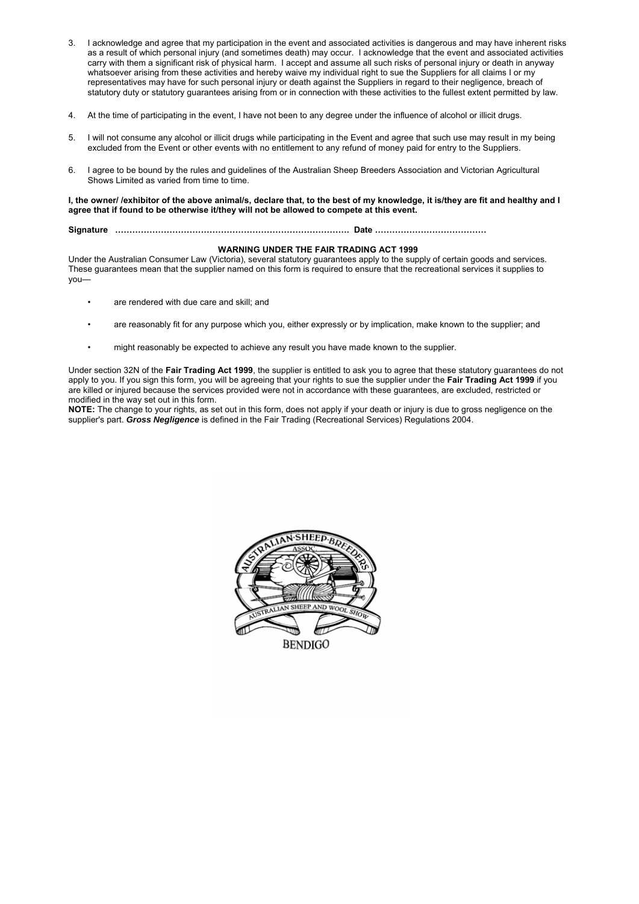3. I acknowledge and agree that my participation in the event and associated activities is dangerous and may have inherent risks as a result of which personal injury (and sometimes death) may occur. I acknowledge that the event and associated activities carry with them a significant risk of physical harm. I accept and assume all such risks of personal injury or death in anyway whatsoever arising from these activities and hereby waive my individual right to sue the Suppliers for all claims I or my representatives may have for such personal injury or death against the Suppliers in regard to their negligence, breach of statutory duty or statutory guarantees arising from or in connection with these activities to the fullest extent permitted by law.

4. At the time of participating in the event, I have not been to any degree under the influence of alcohol or illicit drugs.

5. I will not consume any alcohol or illicit drugs while participating in the Event and agree that such use may result in my being excluded from the Event or other events with no entitlement to any refund of money paid for entry to the Suppliers.

6. I agree to be bound by the rules and guidelines of the Australian Sheep Breeders Association and Victorian Agricultural Shows Limited as varied from time to time.

**I, the owner/ /exhibitor of the above animal/s, declare that, to the best of my knowledge, it is/they are fit and healthy and I agree that if found to be otherwise it/they will not be allowed to compete at this event.**

**Signature ………………………………………………………………………. Date …………………………………**

**WARNING UNDER THE FAIR TRADING ACT 1999**

Under the Australian Consumer Law (Victoria), several statutory guarantees apply to the supply of certain goods and services. These guarantees mean that the supplier named on this form is required to ensure that the recreational services it supplies to you—

- are rendered with due care and skill; and
- are reasonably fit for any purpose which you, either expressly or by implication, make known to the supplier; and
- might reasonably be expected to achieve any result you have made known to the supplier.

Under section 32N of the **Fair Trading Act 1999**, the supplier is entitled to ask you to agree that these statutory guarantees do not apply to you. If you sign this form, you will be agreeing that your rights to sue the supplier under the **Fair Trading Act 1999** if you are killed or injured because the services provided were not in accordance with these guarantees, are excluded, restricted or modified in the way set out in this form.

**NOTE:** The change to your rights, as set out in this form, does not apply if your death or injury is due to gross negligence on the supplier's part. ***Gross Negligence*** is defined in the Fair Trading (Recreational Services) Regulations 2004.

AUSTRALIAN SHEEP BREEDERS ASSOC.

AUSTRALIAN SHEEP AND WOOL SHOW

BENDIGO